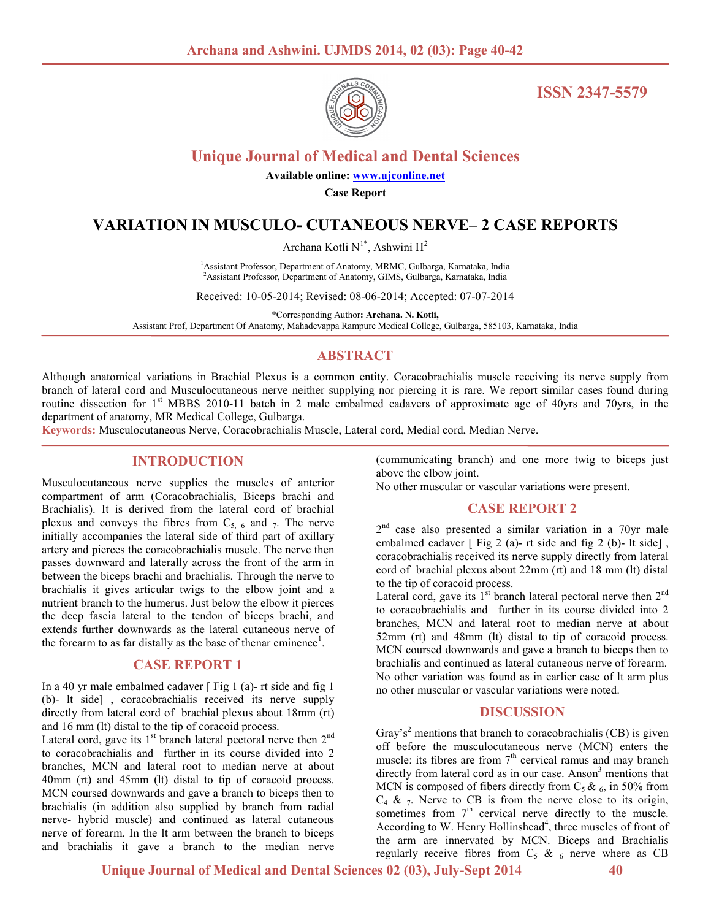ISSN 2347-5579

# Unique Journal of Medical and Dental Sciences

**Available online: www.ujconline.net**

**Case Report**

# VARIATION IN MUSCULO- CUTANEOUS NERVE– 2 CASE REPORTS

Archana Kotli N[1*], Ashwini H[2]

[1]Assistant Professor, Department of Anatomy, MRMC, Gulbarga, Karnataka, India
[2]Assistant Professor, Department of Anatomy, GIMS, Gulbarga, Karnataka, India

Received: 10-05-2014; Revised: 08-06-2014; Accepted: 07-07-2014

*Corresponding Author**: Archana. N. Kotli,**
Assistant Prof, Department Of Anatomy, Mahadevappa Rampure Medical College, Gulbarga, 585103, Karnataka, India

## ABSTRACT

Although anatomical variations in Brachial Plexus is a common entity. Coracobrachialis muscle receiving its nerve supply from branch of lateral cord and Musculocutaneous nerve neither supplying nor piercing it is rare. We report similar cases found during routine dissection for 1st MBBS 2010-11 batch in 2 male embalmed cadavers of approximate age of 40yrs and 70yrs, in the department of anatomy, MR Medical College, Gulbarga.

**Keywords:** Musculocutaneous Nerve, Coracobrachialis Muscle, Lateral cord, Medial cord, Median Nerve.

## INTRODUCTION

Musculocutaneous nerve supplies the muscles of anterior compartment of arm (Coracobrachialis, Biceps brachi and Brachialis). It is derived from the lateral cord of brachial plexus and conveys the fibres from $C_{5,\ 6}$ and $_7$. The nerve initially accompanies the lateral side of third part of axillary artery and pierces the coracobrachialis muscle. The nerve then passes downward and laterally across the front of the arm in between the biceps brachi and brachialis. Through the nerve to brachialis it gives articular twigs to the elbow joint and a nutrient branch to the humerus. Just below the elbow it pierces the deep fascia lateral to the tendon of biceps brachi, and extends further downwards as the lateral cutaneous nerve of the forearm to as far distally as the base of thenar eminence[1].

## CASE REPORT 1

In a 40 yr male embalmed cadaver [ Fig 1 (a)- rt side and fig 1 (b)- lt side] , coracobrachialis received its nerve supply directly from lateral cord of brachial plexus about 18mm (rt) and 16 mm (lt) distal to the tip of coracoid process.

Lateral cord, gave its 1st branch lateral pectoral nerve then 2nd to coracobrachialis and further in its course divided into 2 branches, MCN and lateral root to median nerve at about 40mm (rt) and 45mm (lt) distal to tip of coracoid process. MCN coursed downwards and gave a branch to biceps then to brachialis (in addition also supplied by branch from radial nerve- hybrid muscle) and continued as lateral cutaneous nerve of forearm. In the lt arm between the branch to biceps and brachialis it gave a branch to the median nerve (communicating branch) and one more twig to biceps just above the elbow joint.

No other muscular or vascular variations were present.

## CASE REPORT 2

2nd case also presented a similar variation in a 70yr male embalmed cadaver [ Fig 2 (a)- rt side and fig 2 (b)- lt side] , coracobrachialis received its nerve supply directly from lateral cord of brachial plexus about 22mm (rt) and 18 mm (lt) distal to the tip of coracoid process.

Lateral cord, gave its 1st branch lateral pectoral nerve then 2nd to coracobrachialis and further in its course divided into 2 branches, MCN and lateral root to median nerve at about 52mm (rt) and 48mm (lt) distal to tip of coracoid process. MCN coursed downwards and gave a branch to biceps then to brachialis and continued as lateral cutaneous nerve of forearm. No other variation was found as in earlier case of lt arm plus no other muscular or vascular variations were noted.

## DISCUSSION

Gray's[2] mentions that branch to coracobrachialis (CB) is given off before the musculocutaneous nerve (MCN) enters the muscle: its fibres are from 7th cervical ramus and may branch directly from lateral cord as in our case. Anson[3] mentions that MCN is composed of fibers directly from $C_5$ & $_6$, in 50% from $C_4$ & $_7$. Nerve to CB is from the nerve close to its origin, sometimes from 7th cervical nerve directly to the muscle. According to W. Henry Hollinshead[4], three muscles of front of the arm are innervated by MCN. Biceps and Brachialis regularly receive fibres from $C_5$ & $_6$ nerve where as CB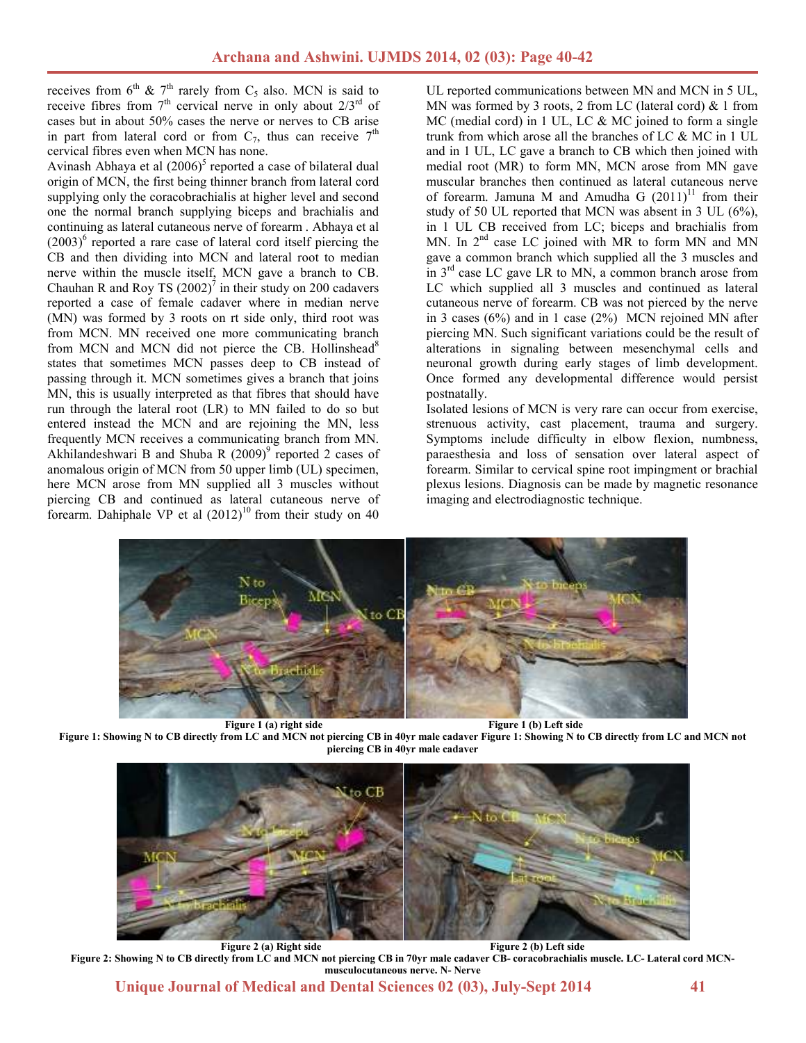receives from $6^{th}$ & $7^{th}$ rarely from $C_5$ also. MCN is said to receive fibres from $7^{th}$ cervical nerve in only about $2/3^{rd}$ of cases but in about 50% cases the nerve or nerves to CB arise in part from lateral cord or from $C_7$, thus can receive $7^{th}$ cervical fibres even when MCN has none.

Avinash Abhaya et al (2006)[5] reported a case of bilateral dual origin of MCN, the first being thinner branch from lateral cord supplying only the coracobrachialis at higher level and second one the normal branch supplying biceps and brachialis and continuing as lateral cutaneous nerve of forearm . Abhaya et al (2003)[6] reported a rare case of lateral cord itself piercing the CB and then dividing into MCN and lateral root to median nerve within the muscle itself, MCN gave a branch to CB. Chauhan R and Roy TS (2002)[7] in their study on 200 cadavers reported a case of female cadaver where in median nerve (MN) was formed by 3 roots on rt side only, third root was from MCN. MN received one more communicating branch from MCN and MCN did not pierce the CB. Hollinshead[8] states that sometimes MCN passes deep to CB instead of passing through it. MCN sometimes gives a branch that joins MN, this is usually interpreted as that fibres that should have run through the lateral root (LR) to MN failed to do so but entered instead the MCN and are rejoining the MN, less frequently MCN receives a communicating branch from MN. Akhilandeshwari B and Shuba R (2009)[9] reported 2 cases of anomalous origin of MCN from 50 upper limb (UL) specimen, here MCN arose from MN supplied all 3 muscles without piercing CB and continued as lateral cutaneous nerve of forearm. Dahiphale VP et al (2012)[10] from their study on 40 UL reported communications between MN and MCN in 5 UL, MN was formed by 3 roots, 2 from LC (lateral cord) & 1 from MC (medial cord) in 1 UL, LC & MC joined to form a single trunk from which arose all the branches of LC & MC in 1 UL and in 1 UL, LC gave a branch to CB which then joined with medial root (MR) to form MN, MCN arose from MN gave muscular branches then continued as lateral cutaneous nerve of forearm. Jamuna M and Amudha G (2011)[11] from their study of 50 UL reported that MCN was absent in 3 UL (6%), in 1 UL CB received from LC; biceps and brachialis from MN. In $2^{nd}$ case LC joined with MR to form MN and MN gave a common branch which supplied all the 3 muscles and in $3^{rd}$ case LC gave LR to MN, a common branch arose from LC which supplied all 3 muscles and continued as lateral cutaneous nerve of forearm. CB was not pierced by the nerve in 3 cases (6%) and in 1 case (2%) MCN rejoined MN after piercing MN. Such significant variations could be the result of alterations in signaling between mesenchymal cells and neuronal growth during early stages of limb development. Once formed any developmental difference would persist postnatally.

Isolated lesions of MCN is very rare can occur from exercise, strenuous activity, cast placement, trauma and surgery. Symptoms include difficulty in elbow flexion, numbness, paraesthesia and loss of sensation over lateral aspect of forearm. Similar to cervical spine root impingment or brachial plexus lesions. Diagnosis can be made by magnetic resonance imaging and electrodiagnostic technique.

**Figure 1 (a) right side** **Figure 1 (b) Left side**

**Figure 1: Showing N to CB directly from LC and MCN not piercing CB in 40yr male cadaver Figure 1: Showing N to CB directly from LC and MCN not piercing CB in 40yr male cadaver**

**Figure 2 (a) Right side** **Figure 2 (b) Left side**

**Figure 2: Showing N to CB directly from LC and MCN not piercing CB in 70yr male cadaver CB- coracobrachialis muscle. LC- Lateral cord MCN- musculocutaneous nerve. N- Nerve**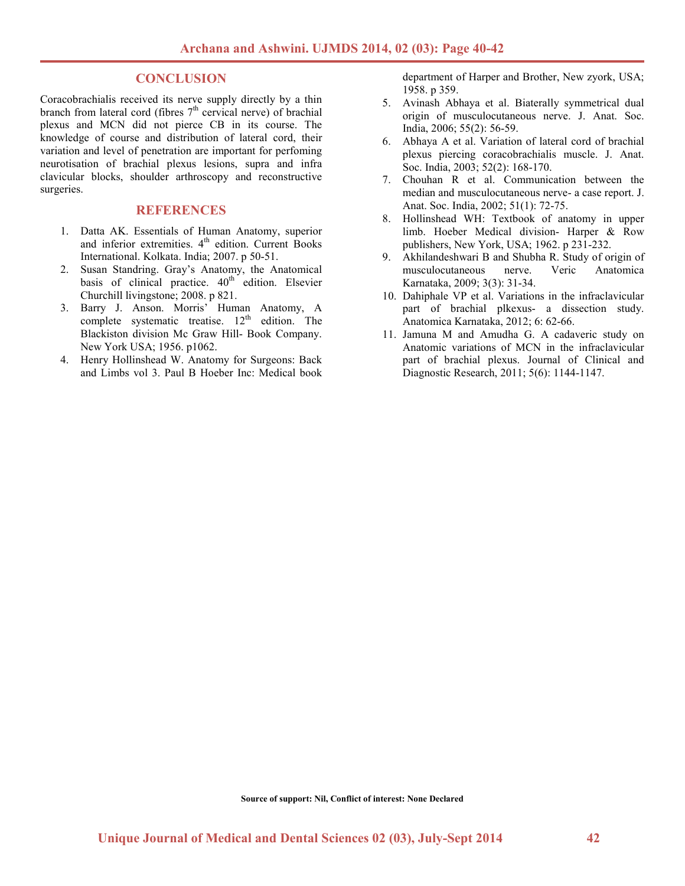## CONCLUSION

Coracobrachialis received its nerve supply directly by a thin branch from lateral cord (fibres 7th cervical nerve) of brachial plexus and MCN did not pierce CB in its course. The knowledge of course and distribution of lateral cord, their variation and level of penetration are important for perfoming neurotisation of brachial plexus lesions, supra and infra clavicular blocks, shoulder arthroscopy and reconstructive surgeries.

## REFERENCES

1. Datta AK. Essentials of Human Anatomy, superior and inferior extremities. 4th edition. Current Books International. Kolkata. India; 2007. p 50-51.
2. Susan Standring. Gray's Anatomy, the Anatomical basis of clinical practice. 40th edition. Elsevier Churchill livingstone; 2008. p 821.
3. Barry J. Anson. Morris' Human Anatomy, A complete systematic treatise. 12th edition. The Blackiston division Mc Graw Hill- Book Company. New York USA; 1956. p1062.
4. Henry Hollinshead W. Anatomy for Surgeons: Back and Limbs vol 3. Paul B Hoeber Inc: Medical book department of Harper and Brother, New zyork, USA; 1958. p 359.
5. Avinash Abhaya et al. Biaterally symmetrical dual origin of musculocutaneous nerve. J. Anat. Soc. India, 2006; 55(2): 56-59.
6. Abhaya A et al. Variation of lateral cord of brachial plexus piercing coracobrachialis muscle. J. Anat. Soc. India, 2003; 52(2): 168-170.
7. Chouhan R et al. Communication between the median and musculocutaneous nerve- a case report. J. Anat. Soc. India, 2002; 51(1): 72-75.
8. Hollinshead WH: Textbook of anatomy in upper limb. Hoeber Medical division- Harper & Row publishers, New York, USA; 1962. p 231-232.
9. Akhilandeshwari B and Shubha R. Study of origin of musculocutaneous nerve. Veric Anatomica Karnataka, 2009; 3(3): 31-34.
10. Dahiphale VP et al. Variations in the infraclavicular part of brachial plkexus- a dissection study. Anatomica Karnataka, 2012; 6: 62-66.
11. Jamuna M and Amudha G. A cadaveric study on Anatomic variations of MCN in the infraclavicular part of brachial plexus. Journal of Clinical and Diagnostic Research, 2011; 5(6): 1144-1147.

**Source of support: Nil, Conflict of interest: None Declared**